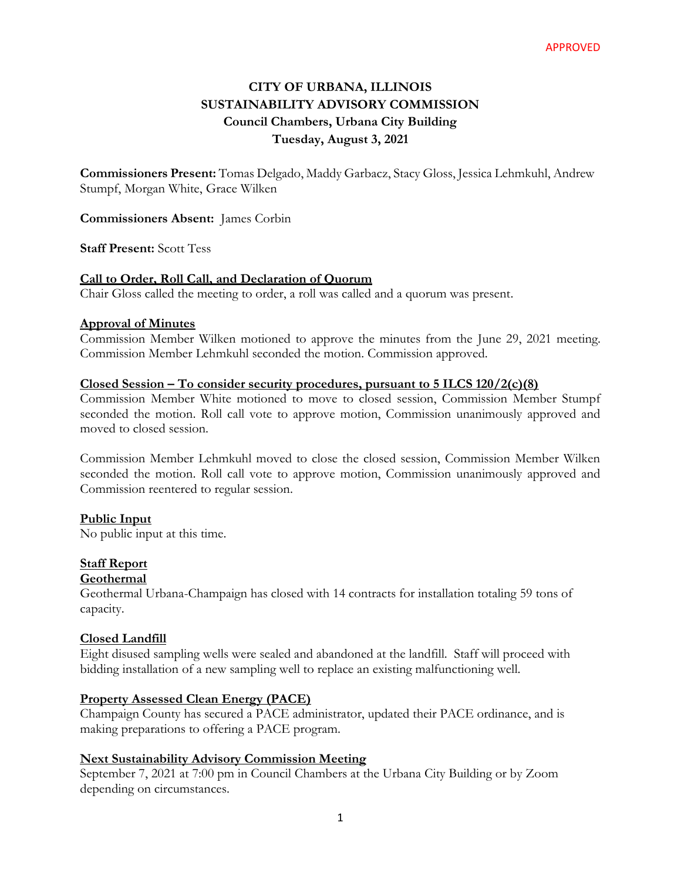APPROVED

# CITY OF URBANA, ILLINOIS
# SUSTAINABILITY ADVISORY COMMISSION
## Council Chambers, Urbana City Building
## Tuesday, August 3, 2021

**Commissioners Present:** Tomas Delgado, Maddy Garbacz, Stacy Gloss, Jessica Lehmkuhl, Andrew Stumpf, Morgan White, Grace Wilken

**Commissioners Absent:** James Corbin

**Staff Present:** Scott Tess

### Call to Order, Roll Call, and Declaration of Quorum

Chair Gloss called the meeting to order, a roll was called and a quorum was present.

### Approval of Minutes

Commission Member Wilken motioned to approve the minutes from the June 29, 2021 meeting. Commission Member Lehmkuhl seconded the motion. Commission approved.

### Closed Session – To consider security procedures, pursuant to 5 ILCS 120/2(c)(8)

Commission Member White motioned to move to closed session, Commission Member Stumpf seconded the motion. Roll call vote to approve motion, Commission unanimously approved and moved to closed session.

Commission Member Lehmkuhl moved to close the closed session, Commission Member Wilken seconded the motion. Roll call vote to approve motion, Commission unanimously approved and Commission reentered to regular session.

### Public Input

No public input at this time.

### Staff Report

#### Geothermal

Geothermal Urbana-Champaign has closed with 14 contracts for installation totaling 59 tons of capacity.

#### Closed Landfill

Eight disused sampling wells were sealed and abandoned at the landfill. Staff will proceed with bidding installation of a new sampling well to replace an existing malfunctioning well.

#### Property Assessed Clean Energy (PACE)

Champaign County has secured a PACE administrator, updated their PACE ordinance, and is making preparations to offering a PACE program.

### Next Sustainability Advisory Commission Meeting

September 7, 2021 at 7:00 pm in Council Chambers at the Urbana City Building or by Zoom depending on circumstances.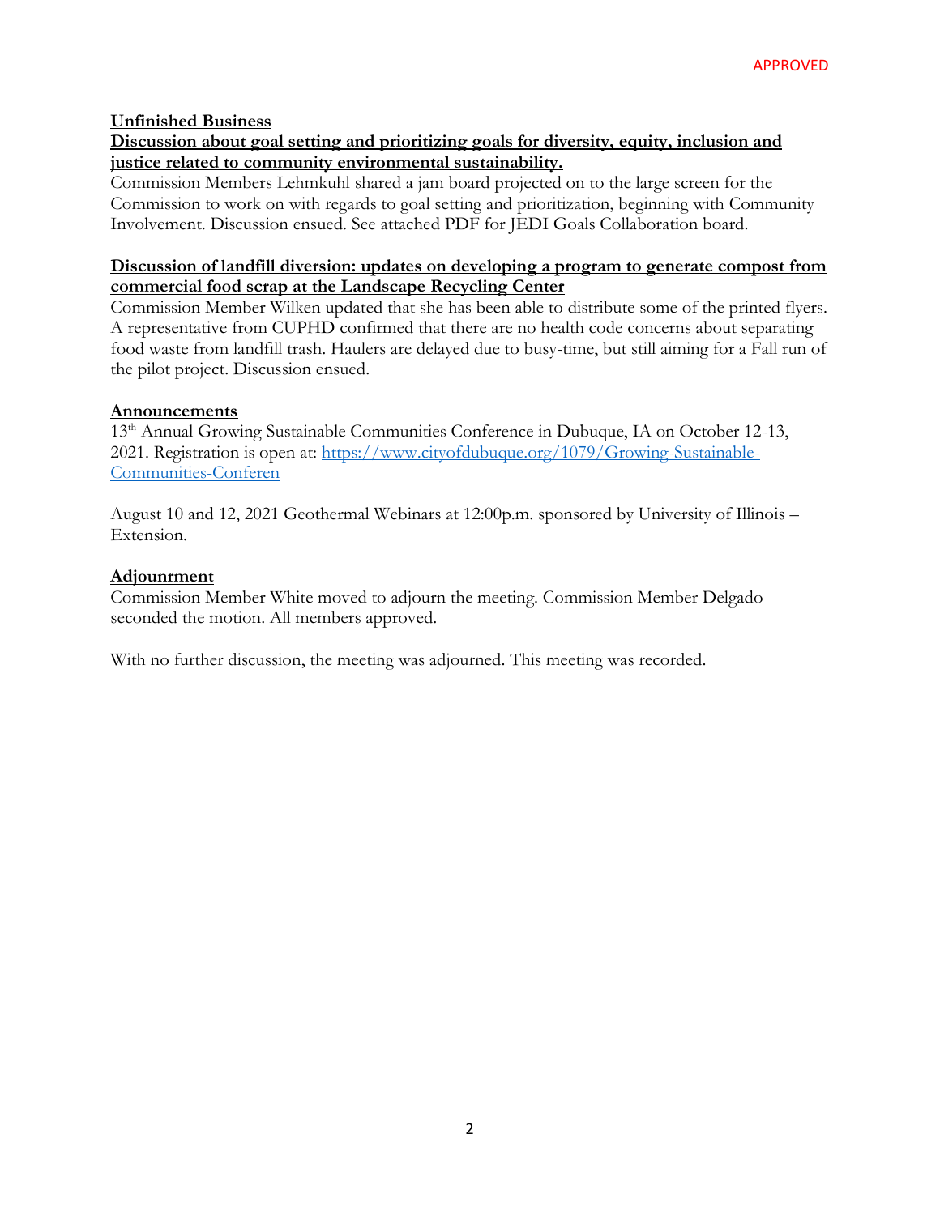APPROVED

**Unfinished Business**

**Discussion about goal setting and prioritizing goals for diversity, equity, inclusion and justice related to community environmental sustainability.**

Commission Members Lehmkuhl shared a jam board projected on to the large screen for the Commission to work on with regards to goal setting and prioritization, beginning with Community Involvement. Discussion ensued. See attached PDF for JEDI Goals Collaboration board.

**Discussion of landfill diversion: updates on developing a program to generate compost from commercial food scrap at the Landscape Recycling Center**

Commission Member Wilken updated that she has been able to distribute some of the printed flyers. A representative from CUPHD confirmed that there are no health code concerns about separating food waste from landfill trash. Haulers are delayed due to busy-time, but still aiming for a Fall run of the pilot project. Discussion ensued.

**Announcements**

13th Annual Growing Sustainable Communities Conference in Dubuque, IA on October 12-13, 2021. Registration is open at: https://www.cityofdubuque.org/1079/Growing-Sustainable-Communities-Conferen

August 10 and 12, 2021 Geothermal Webinars at 12:00p.m. sponsored by University of Illinois – Extension.

**Adjounrment**

Commission Member White moved to adjourn the meeting. Commission Member Delgado seconded the motion. All members approved.

With no further discussion, the meeting was adjourned. This meeting was recorded.